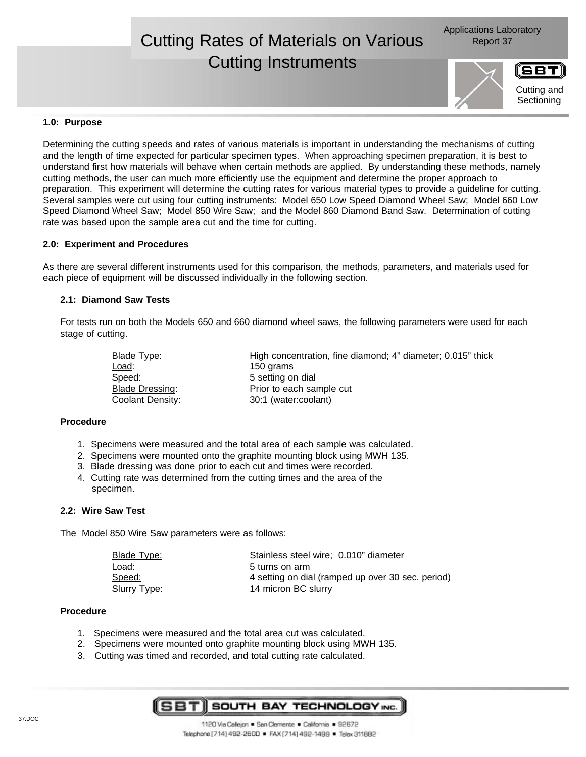# Cutting Rates of Materials on Various Cutting Instruments

Applications Laboratory Report 37

Cutting and Sectioning

## 1.0: Purpose

Determining the cutting speeds and rates of various materials is important in understanding the mechanisms of cutting and the length of time expected for particular specimen types. When approaching specimen preparation, it is best to understand first how materials will behave when certain methods are applied. By understanding these methods, namely cutting methods, the user can much more efficiently use the equipment and determine the proper approach to preparation. This experiment will determine the cutting rates for various material types to provide a guideline for cutting. Several samples were cut using four cutting instruments: Model 650 Low Speed Diamond Wheel Saw; Model 660 Low Speed Diamond Wheel Saw; Model 850 Wire Saw; and the Model 860 Diamond Band Saw. Determination of cutting rate was based upon the sample area cut and the time for cutting.

## 2.0: Experiment and Procedures

As there are several different instruments used for this comparison, the methods, parameters, and materials used for each piece of equipment will be discussed individually in the following section.

### 2.1: Diamond Saw Tests

For tests run on both the Models 650 and 660 diamond wheel saws, the following parameters were used for each stage of cutting.

| | |
|---|---|
| Blade Type: | High concentration, fine diamond; 4” diameter; 0.015” thick |
| Load: | 150 grams |
| Speed: | 5 setting on dial |
| Blade Dressing: | Prior to each sample cut |
| Coolant Density: | 30:1 (water:coolant) |

**Procedure**

1. Specimens were measured and the total area of each sample was calculated.
2. Specimens were mounted onto the graphite mounting block using MWH 135.
3. Blade dressing was done prior to each cut and times were recorded.
4. Cutting rate was determined from the cutting times and the area of the specimen.

### 2.2: Wire Saw Test

The Model 850 Wire Saw parameters were as follows:

| | |
|---|---|
| Blade Type: | Stainless steel wire; 0.010” diameter |
| Load: | 5 turns on arm |
| Speed: | 4 setting on dial (ramped up over 30 sec. period) |
| Slurry Type: | 14 micron BC slurry |

**Procedure**

1. Specimens were measured and the total area cut was calculated.
2. Specimens were mounted onto graphite mounting block using MWH 135.
3. Cutting was timed and recorded, and total cutting rate calculated.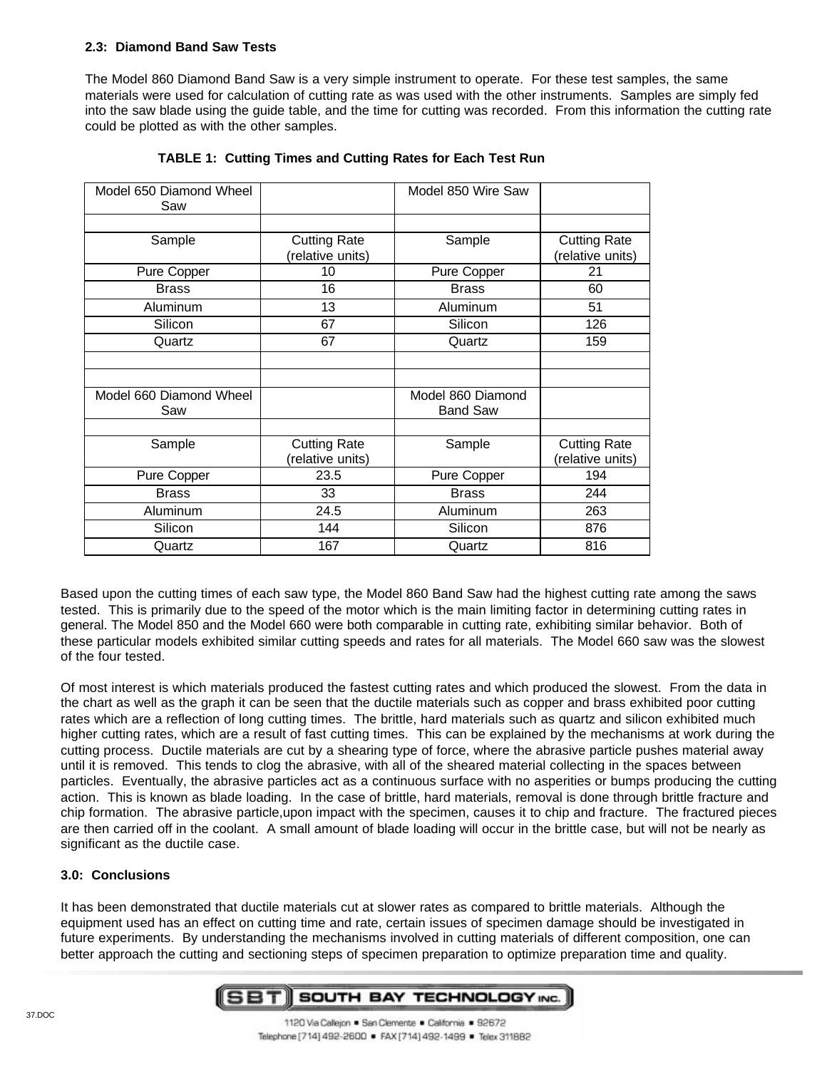## 2.3: Diamond Band Saw Tests

The Model 860 Diamond Band Saw is a very simple instrument to operate. For these test samples, the same materials were used for calculation of cutting rate as was used with the other instruments. Samples are simply fed into the saw blade using the guide table, and the time for cutting was recorded. From this information the cutting rate could be plotted as with the other samples.

**TABLE 1: Cutting Times and Cutting Rates for Each Test Run**

| Model 650 Diamond Wheel Saw | | Model 850 Wire Saw | |
|---|---|---|---|
| | | | |
| Sample | Cutting Rate (relative units) | Sample | Cutting Rate (relative units) |
| Pure Copper | 10 | Pure Copper | 21 |
| Brass | 16 | Brass | 60 |
| Aluminum | 13 | Aluminum | 51 |
| Silicon | 67 | Silicon | 126 |
| Quartz | 67 | Quartz | 159 |
| | | | |
| | | | |
| Model 660 Diamond Wheel Saw | | Model 860 Diamond Band Saw | |
| | | | |
| Sample | Cutting Rate (relative units) | Sample | Cutting Rate (relative units) |
| Pure Copper | 23.5 | Pure Copper | 194 |
| Brass | 33 | Brass | 244 |
| Aluminum | 24.5 | Aluminum | 263 |
| Silicon | 144 | Silicon | 876 |
| Quartz | 167 | Quartz | 816 |

Based upon the cutting times of each saw type, the Model 860 Band Saw had the highest cutting rate among the saws tested. This is primarily due to the speed of the motor which is the main limiting factor in determining cutting rates in general. The Model 850 and the Model 660 were both comparable in cutting rate, exhibiting similar behavior. Both of these particular models exhibited similar cutting speeds and rates for all materials. The Model 660 saw was the slowest of the four tested.

Of most interest is which materials produced the fastest cutting rates and which produced the slowest. From the data in the chart as well as the graph it can be seen that the ductile materials such as copper and brass exhibited poor cutting rates which are a reflection of long cutting times. The brittle, hard materials such as quartz and silicon exhibited much higher cutting rates, which are a result of fast cutting times. This can be explained by the mechanisms at work during the cutting process. Ductile materials are cut by a shearing type of force, where the abrasive particle pushes material away until it is removed. This tends to clog the abrasive, with all of the sheared material collecting in the spaces between particles. Eventually, the abrasive particles act as a continuous surface with no asperities or bumps producing the cutting action. This is known as blade loading. In the case of brittle, hard materials, removal is done through brittle fracture and chip formation. The abrasive particle,upon impact with the specimen, causes it to chip and fracture. The fractured pieces are then carried off in the coolant. A small amount of blade loading will occur in the brittle case, but will not be nearly as significant as the ductile case.

## 3.0: Conclusions

It has been demonstrated that ductile materials cut at slower rates as compared to brittle materials. Although the equipment used has an effect on cutting time and rate, certain issues of specimen damage should be investigated in future experiments. By understanding the mechanisms involved in cutting materials of different composition, one can better approach the cutting and sectioning steps of specimen preparation to optimize preparation time and quality.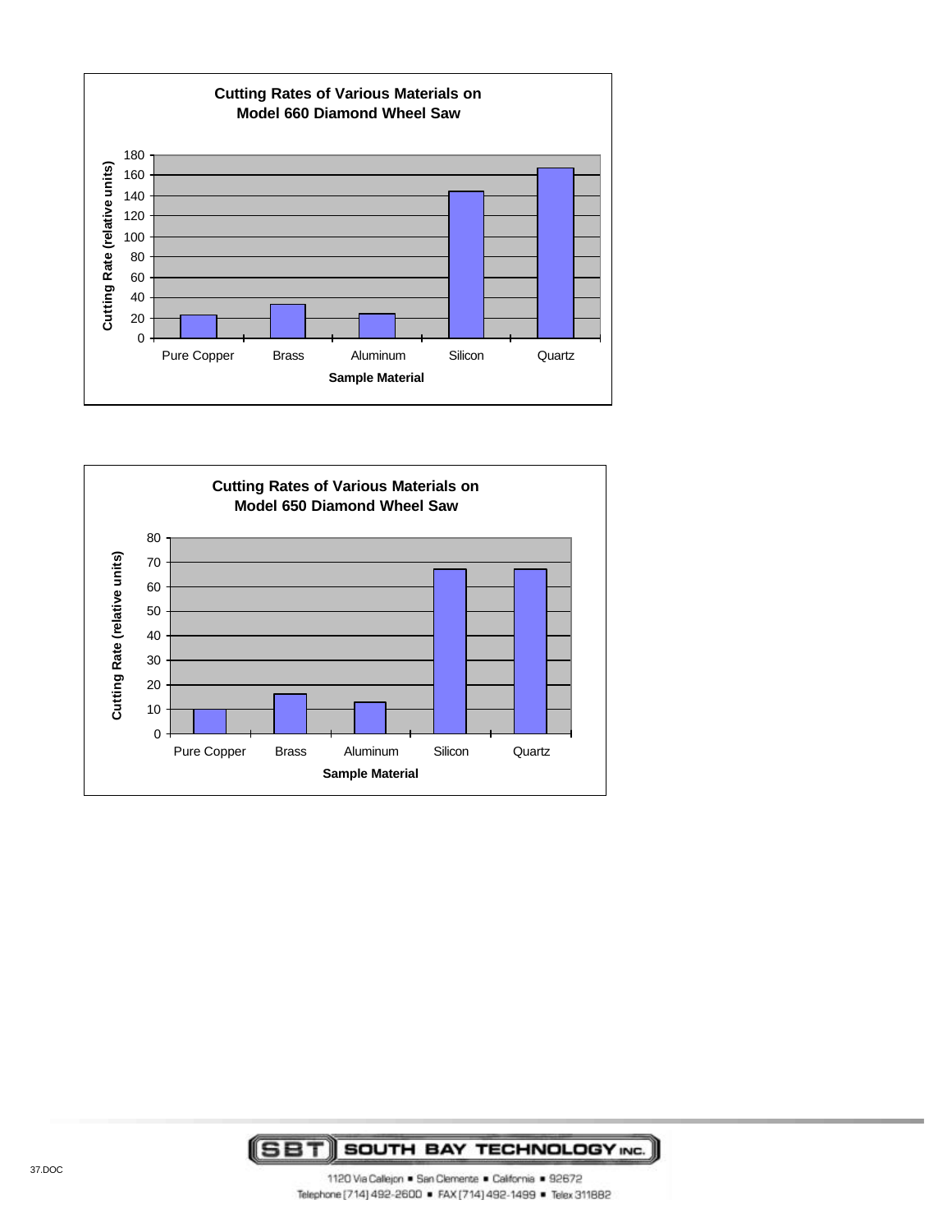**Cutting Rates of Various Materials on Model 660 Diamond Wheel Saw**

Cutting Rate (relative units)

180
160
140
120
100
80
60
40
20
0

Pure Copper | Brass | Aluminum | Silicon | Quartz

**Sample Material**

**Cutting Rates of Various Materials on Model 650 Diamond Wheel Saw**

Cutting Rate (relative units)

80
70
60
50
40
30
20
10
0

Pure Copper | Brass | Aluminum | Silicon | Quartz

**Sample Material**

37.DOC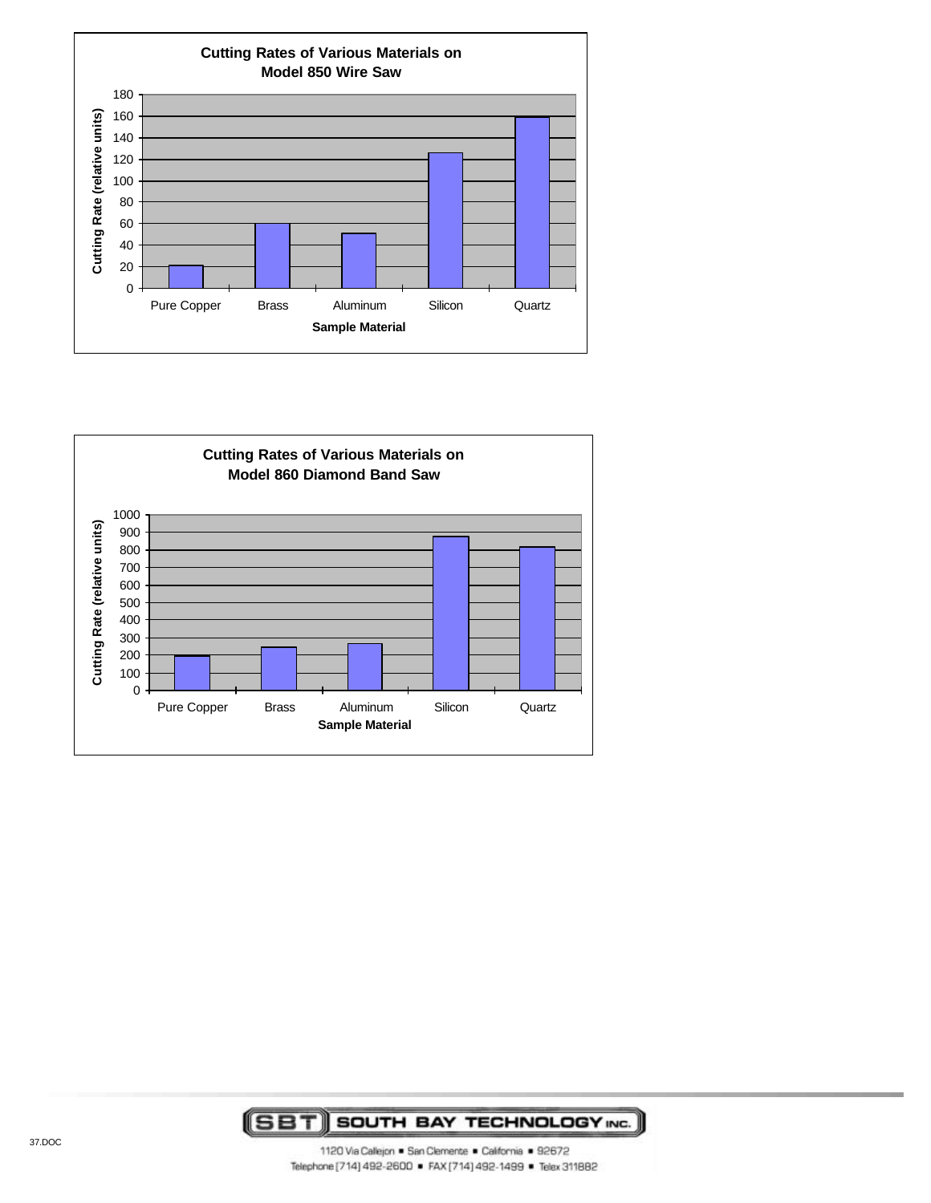Cutting Rates of Various Materials on Model 850 Wire Saw

Cutting Rate (relative units)

0
20
40
60
80
100
120
140
160
180

Pure Copper
Brass
Aluminum
Silicon
Quartz

Sample Material

Cutting Rates of Various Materials on Model 860 Diamond Band Saw

Cutting Rate (relative units)

0
100
200
300
400
500
600
700
800
900
1000

Pure Copper
Brass
Aluminum
Silicon
Quartz

Sample Material

37.DOC

SBT SOUTH BAY TECHNOLOGY INC.

1120 Via Callejon ■ San Clemente ■ California ■ 92672

Telephone [714] 492-2600 ■ FAX [714] 492-1499 ■ Telex 311882